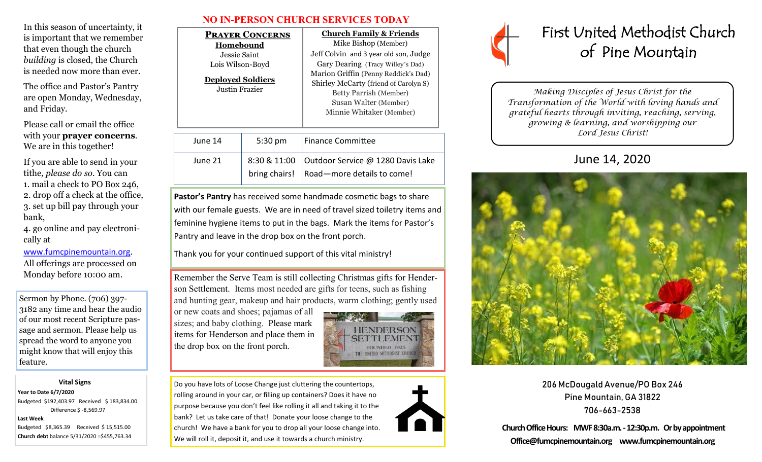# First United Methodist Church of Pine Mountain

*Making Disciples of Jesus Christ for the Transformation of the World with loving hands and grateful hearts through inviting, reaching, serving, growing & learning, and worshipping our Lord Jesus Christ!*

## June 14, 2020

206 McDougald Avenue/PO Box 246
Pine Mountain, GA 31822
706-663-2538

**Church Office Hours: MWF 8:30a.m. - 12:30p.m. Or by appointment**
**Office@fumcpinemountain.org www.fumcpinemountain.org**

In this season of uncertainty, it is important that we remember that even though the church *building* is closed, the Church is needed now more than ever.

The office and Pastor's Pantry are open Monday, Wednesday, and Friday.

Please call or email the office with your **prayer concerns**. We are in this together!

If you are able to send in your tithe, *please do so*. You can
1. mail a check to PO Box 246,
2. drop off a check at the office,
3. set up bill pay through your bank,
4. go online and pay electronically at www.fumcpinemountain.org.

All offerings are processed on Monday before 10:00 am.

Sermon by Phone. (706) 397-3182 any time and hear the audio of our most recent Scripture passage and sermon. Please help us spread the word to anyone you might know that will enjoy this feature.

**Vital Signs**

**Year to Date 6/7/2020**
Budgeted $192,403.97 Received $ 183,834.00
Difference $ -8,569.97

**Last Week**
Budgeted $8,365.39 Received $ 15,515.00

**Church debt** balance 5/31/2020 =$455,763.34

## NO IN-PERSON CHURCH SERVICES TODAY

**PRAYER CONCERNS**

**Homebound**
Jessie Saint
Lois Wilson-Boyd

**Deployed Soldiers**
Justin Frazier

**Church Family & Friends**
Mike Bishop (Member)
Jeff Colvin and 3 year old son, Judge
Gary Dearing (Tracy Willey's Dad)
Marion Griffin (Penny Reddick's Dad)
Shirley McCarty (friend of Carolyn S)
Betty Parrish (Member)
Susan Walter (Member)
Minnie Whitaker (Member)

| June 14 | 5:30 pm | Finance Committee |
|---|---|---|
| June 21 | 8:30 & 11:00 bring chairs! | Outdoor Service @ 1280 Davis Lake Road—more details to come! |

**Pastor's Pantry** has received some handmade cosmetic bags to share with our female guests. We are in need of travel sized toiletry items and feminine hygiene items to put in the bags. Mark the items for Pastor's Pantry and leave in the drop box on the front porch.

Thank you for your continued support of this vital ministry!

Remember the Serve Team is still collecting Christmas gifts for Henderson Settlement. Items most needed are gifts for teens, such as fishing and hunting gear, makeup and hair products, warm clothing; gently used or new coats and shoes; pajamas of all sizes; and baby clothing. Please mark items for Henderson and place them in the drop box on the front porch.

Do you have lots of Loose Change just cluttering the countertops, rolling around in your car, or filling up containers? Does it have no purpose because you don't feel like rolling it all and taking it to the bank? Let us take care of that! Donate your loose change to the church! We have a bank for you to drop all your loose change into. We will roll it, deposit it, and use it towards a church ministry.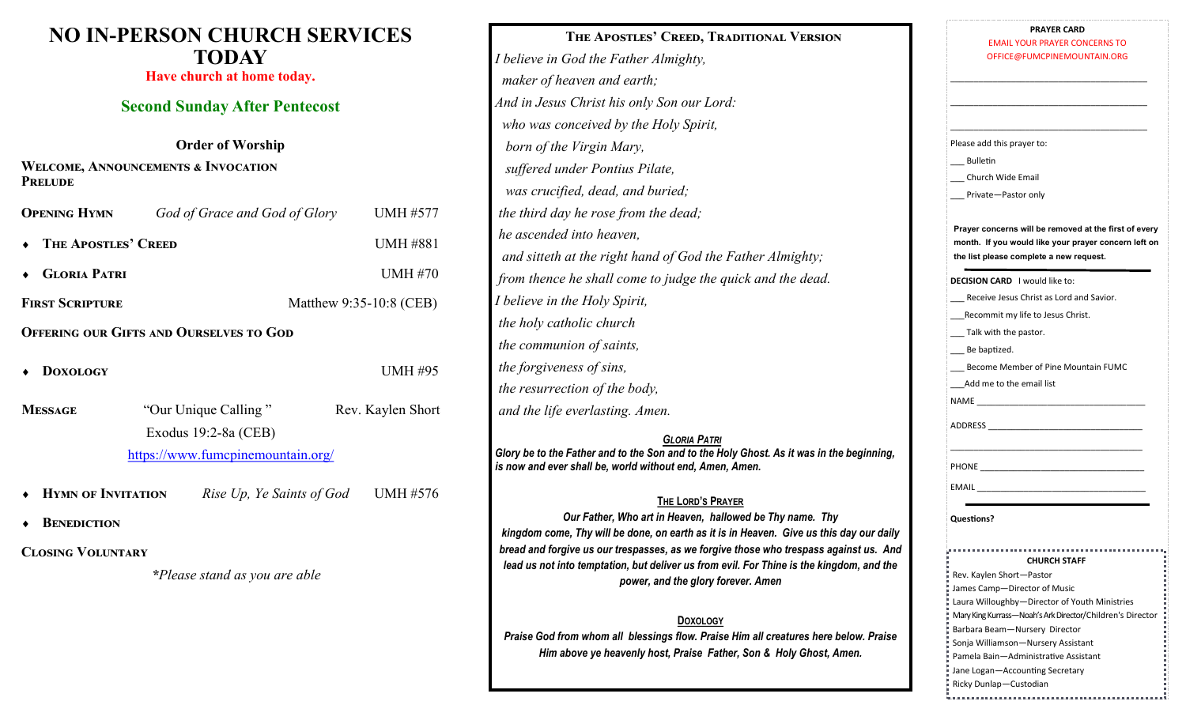# NO IN-PERSON CHURCH SERVICES TODAY

**Have church at home today.**

## Second Sunday After Pentecost

### Order of Worship

**Welcome, Announcements & Invocation**

**Prelude**

**Opening Hymn** — *God of Grace and God of Glory* — UMH #577

- **The Apostles' Creed** — UMH #881
- **Gloria Patri** — UMH #70

**First Scripture** — Matthew 9:35-10:8 (CEB)

**Offering our Gifts and Ourselves to God**

- **Doxology** — UMH #95

**Message** — "Our Unique Calling" — Rev. Kaylen Short
Exodus 19:2-8a (CEB)
https://www.fumcpinemountain.org/

- **Hymn of Invitation** — *Rise Up, Ye Saints of God* — UMH #576
- **Benediction**

**Closing Voluntary**

*\*Please stand as you are able*

## The Apostles' Creed, Traditional Version

*I believe in God the Father Almighty,*
*maker of heaven and earth;*
*And in Jesus Christ his only Son our Lord:*
*who was conceived by the Holy Spirit,*
*born of the Virgin Mary,*
*suffered under Pontius Pilate,*
*was crucified, dead, and buried;*
*the third day he rose from the dead;*
*he ascended into heaven,*
*and sitteth at the right hand of God the Father Almighty;*
*from thence he shall come to judge the quick and the dead.*
*I believe in the Holy Spirit,*
*the holy catholic church*
*the communion of saints,*
*the forgiveness of sins,*
*the resurrection of the body,*
*and the life everlasting. Amen.*

### Gloria Patri

***Glory be to the Father and to the Son and to the Holy Ghost. As it was in the beginning, is now and ever shall be, world without end, Amen, Amen.***

### The Lord's Prayer

***Our Father, Who art in Heaven, hallowed be Thy name. Thy kingdom come, Thy will be done, on earth as it is in Heaven. Give us this day our daily bread and forgive us our trespasses, as we forgive those who trespass against us. And lead us not into temptation, but deliver us from evil. For Thine is the kingdom, and the power, and the glory forever. Amen***

### Doxology

***Praise God from whom all blessings flow. Praise Him all creatures here below. Praise Him above ye heavenly host, Praise Father, Son & Holy Ghost, Amen.***

## PRAYER CARD

EMAIL YOUR PRAYER CONCERNS TO OFFICE@FUMCPINEMOUNTAIN.ORG

\_\_\_\_\_\_\_\_\_\_\_\_\_\_\_\_\_\_\_\_\_\_\_\_\_\_\_\_\_\_\_\_\_\_\_\_

\_\_\_\_\_\_\_\_\_\_\_\_\_\_\_\_\_\_\_\_\_\_\_\_\_\_\_\_\_\_\_\_\_\_\_\_

\_\_\_\_\_\_\_\_\_\_\_\_\_\_\_\_\_\_\_\_\_\_\_\_\_\_\_\_\_\_\_\_\_\_\_\_

Please add this prayer to:

\_\_\_ Bulletin
\_\_\_ Church Wide Email
\_\_\_ Private—Pastor only

**Prayer concerns will be removed at the first of every month. If you would like your prayer concern left on the list please complete a new request.**

**DECISION CARD** I would like to:

\_\_\_ Receive Jesus Christ as Lord and Savior.
\_\_\_Recommit my life to Jesus Christ.
\_\_\_ Talk with the pastor.
\_\_\_ Be baptized.
\_\_\_ Become Member of Pine Mountain FUMC
\_\_\_Add me to the email list

NAME \_\_\_\_\_\_\_\_\_\_\_\_\_\_\_\_\_\_\_\_\_\_\_\_\_\_\_\_\_\_

ADDRESS \_\_\_\_\_\_\_\_\_\_\_\_\_\_\_\_\_\_\_\_\_\_\_\_\_\_\_

\_\_\_\_\_\_\_\_\_\_\_\_\_\_\_\_\_\_\_\_\_\_\_\_\_\_\_\_\_\_\_\_\_\_\_\_

PHONE \_\_\_\_\_\_\_\_\_\_\_\_\_\_\_\_\_\_\_\_\_\_\_\_\_\_\_\_\_

EMAIL \_\_\_\_\_\_\_\_\_\_\_\_\_\_\_\_\_\_\_\_\_\_\_\_\_\_\_\_\_\_

**Questions?**

## CHURCH STAFF

Rev. Kaylen Short—Pastor
James Camp—Director of Music
Laura Willoughby—Director of Youth Ministries
Mary King Kurrass—Noah's Ark Director/Children's Director
Barbara Beam—Nursery Director
Sonja Williamson—Nursery Assistant
Pamela Bain—Administrative Assistant
Jane Logan—Accounting Secretary
Ricky Dunlap—Custodian